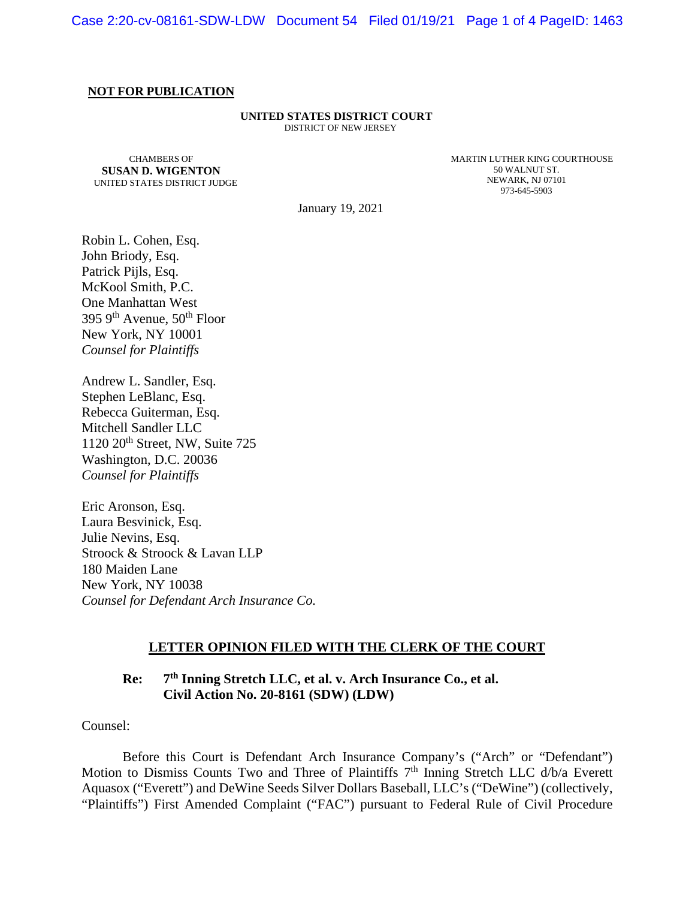**NOT FOR PUBLICATION**

**UNITED STATES DISTRICT COURT**
DISTRICT OF NEW JERSEY

CHAMBERS OF
**SUSAN D. WIGENTON**
UNITED STATES DISTRICT JUDGE

MARTIN LUTHER KING COURTHOUSE
50 WALNUT ST.
NEWARK, NJ 07101
973-645-5903

January 19, 2021

Robin L. Cohen, Esq.
John Briody, Esq.
Patrick Pijls, Esq.
McKool Smith, P.C.
One Manhattan West
395 9th Avenue, 50th Floor
New York, NY 10001
*Counsel for Plaintiffs*

Andrew L. Sandler, Esq.
Stephen LeBlanc, Esq.
Rebecca Guiterman, Esq.
Mitchell Sandler LLC
1120 20th Street, NW, Suite 725
Washington, D.C. 20036
*Counsel for Plaintiffs*

Eric Aronson, Esq.
Laura Besvinick, Esq.
Julie Nevins, Esq.
Stroock & Stroock & Lavan LLP
180 Maiden Lane
New York, NY 10038
*Counsel for Defendant Arch Insurance Co.*

**LETTER OPINION FILED WITH THE CLERK OF THE COURT**

**Re: 7th Inning Stretch LLC, et al. v. Arch Insurance Co., et al.**
**Civil Action No. 20-8161 (SDW) (LDW)**

Counsel:

Before this Court is Defendant Arch Insurance Company's ("Arch" or "Defendant") Motion to Dismiss Counts Two and Three of Plaintiffs 7th Inning Stretch LLC d/b/a Everett Aquasox ("Everett") and DeWine Seeds Silver Dollars Baseball, LLC's ("DeWine") (collectively, "Plaintiffs") First Amended Complaint ("FAC") pursuant to Federal Rule of Civil Procedure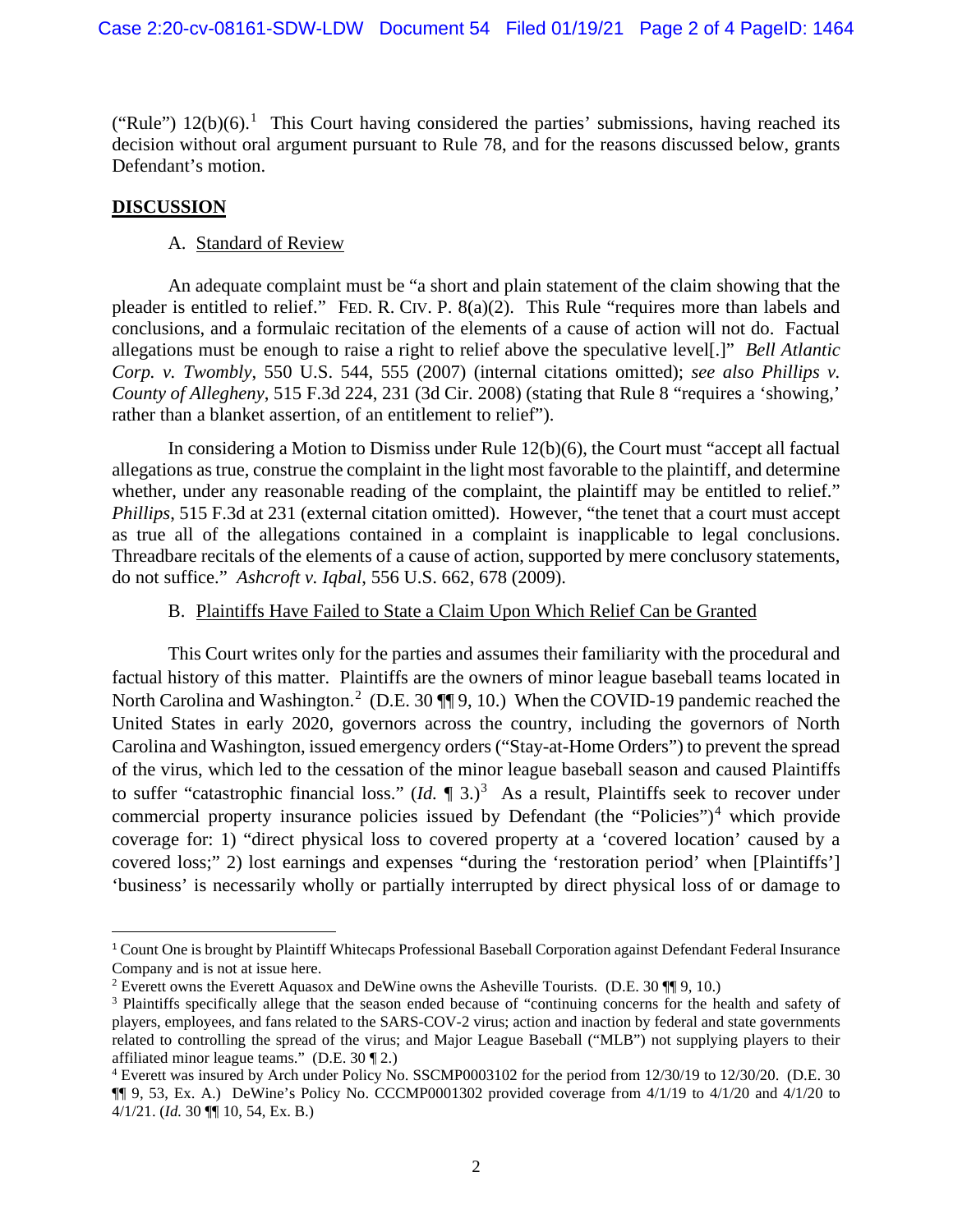("Rule") 12(b)(6).[1] This Court having considered the parties' submissions, having reached its decision without oral argument pursuant to Rule 78, and for the reasons discussed below, grants Defendant's motion.

## **DISCUSSION**

### A. Standard of Review

An adequate complaint must be "a short and plain statement of the claim showing that the pleader is entitled to relief." FED. R. CIV. P. 8(a)(2). This Rule "requires more than labels and conclusions, and a formulaic recitation of the elements of a cause of action will not do. Factual allegations must be enough to raise a right to relief above the speculative level[.]" *Bell Atlantic Corp. v. Twombly*, 550 U.S. 544, 555 (2007) (internal citations omitted); *see also Phillips v. County of Allegheny*, 515 F.3d 224, 231 (3d Cir. 2008) (stating that Rule 8 "requires a 'showing,' rather than a blanket assertion, of an entitlement to relief").

In considering a Motion to Dismiss under Rule 12(b)(6), the Court must "accept all factual allegations as true, construe the complaint in the light most favorable to the plaintiff, and determine whether, under any reasonable reading of the complaint, the plaintiff may be entitled to relief." *Phillips*, 515 F.3d at 231 (external citation omitted). However, "the tenet that a court must accept as true all of the allegations contained in a complaint is inapplicable to legal conclusions. Threadbare recitals of the elements of a cause of action, supported by mere conclusory statements, do not suffice." *Ashcroft v. Iqbal*, 556 U.S. 662, 678 (2009).

### B. Plaintiffs Have Failed to State a Claim Upon Which Relief Can be Granted

This Court writes only for the parties and assumes their familiarity with the procedural and factual history of this matter. Plaintiffs are the owners of minor league baseball teams located in North Carolina and Washington.[2] (D.E. 30 ¶¶ 9, 10.) When the COVID-19 pandemic reached the United States in early 2020, governors across the country, including the governors of North Carolina and Washington, issued emergency orders ("Stay-at-Home Orders") to prevent the spread of the virus, which led to the cessation of the minor league baseball season and caused Plaintiffs to suffer "catastrophic financial loss." (*Id.* ¶ 3.)[3] As a result, Plaintiffs seek to recover under commercial property insurance policies issued by Defendant (the "Policies")[4] which provide coverage for: 1) "direct physical loss to covered property at a 'covered location' caused by a covered loss;" 2) lost earnings and expenses "during the 'restoration period' when [Plaintiffs'] 'business' is necessarily wholly or partially interrupted by direct physical loss of or damage to

---

[1] Count One is brought by Plaintiff Whitecaps Professional Baseball Corporation against Defendant Federal Insurance Company and is not at issue here.

[2] Everett owns the Everett Aquasox and DeWine owns the Asheville Tourists. (D.E. 30 ¶¶ 9, 10.)

[3] Plaintiffs specifically allege that the season ended because of "continuing concerns for the health and safety of players, employees, and fans related to the SARS-COV-2 virus; action and inaction by federal and state governments related to controlling the spread of the virus; and Major League Baseball ("MLB") not supplying players to their affiliated minor league teams." (D.E. 30 ¶ 2.)

[4] Everett was insured by Arch under Policy No. SSCMP0003102 for the period from 12/30/19 to 12/30/20. (D.E. 30 ¶¶ 9, 53, Ex. A.) DeWine's Policy No. CCCMP0001302 provided coverage from 4/1/19 to 4/1/20 and 4/1/20 to 4/1/21. (*Id.* 30 ¶¶ 10, 54, Ex. B.)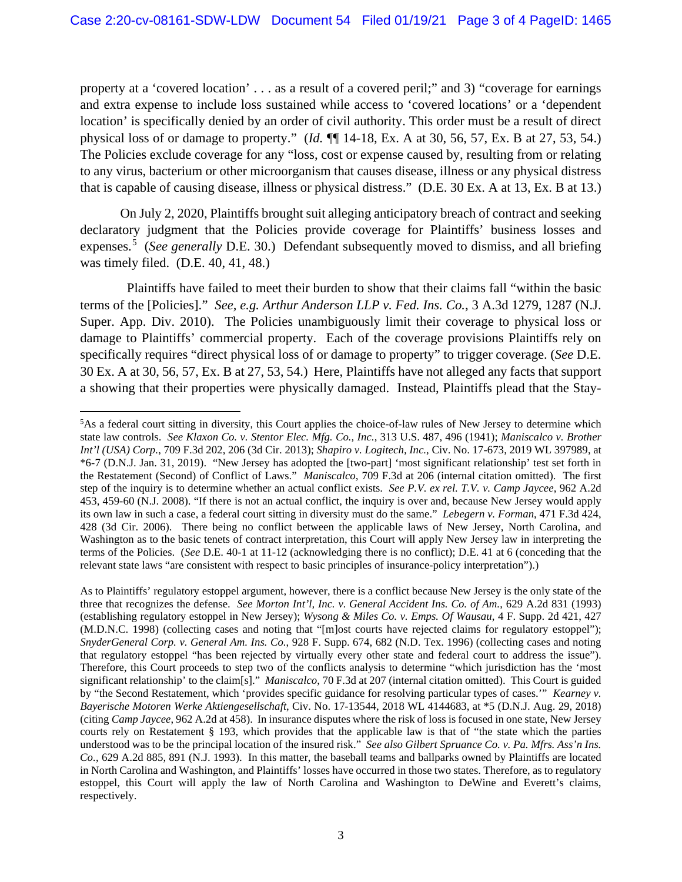property at a 'covered location' . . . as a result of a covered peril;" and 3) "coverage for earnings and extra expense to include loss sustained while access to 'covered locations' or a 'dependent location' is specifically denied by an order of civil authority. This order must be a result of direct physical loss of or damage to property." (*Id.* ¶¶ 14-18, Ex. A at 30, 56, 57, Ex. B at 27, 53, 54.) The Policies exclude coverage for any "loss, cost or expense caused by, resulting from or relating to any virus, bacterium or other microorganism that causes disease, illness or any physical distress that is capable of causing disease, illness or physical distress." (D.E. 30 Ex. A at 13, Ex. B at 13.)

On July 2, 2020, Plaintiffs brought suit alleging anticipatory breach of contract and seeking declaratory judgment that the Policies provide coverage for Plaintiffs' business losses and expenses.[5] (*See generally* D.E. 30.) Defendant subsequently moved to dismiss, and all briefing was timely filed. (D.E. 40, 41, 48.)

Plaintiffs have failed to meet their burden to show that their claims fall "within the basic terms of the [Policies]." *See, e.g. Arthur Anderson LLP v. Fed. Ins. Co.*, 3 A.3d 1279, 1287 (N.J. Super. App. Div. 2010). The Policies unambiguously limit their coverage to physical loss or damage to Plaintiffs' commercial property. Each of the coverage provisions Plaintiffs rely on specifically requires "direct physical loss of or damage to property" to trigger coverage. (*See* D.E. 30 Ex. A at 30, 56, 57, Ex. B at 27, 53, 54.) Here, Plaintiffs have not alleged any facts that support a showing that their properties were physically damaged. Instead, Plaintiffs plead that the Stay-

---

[5]As a federal court sitting in diversity, this Court applies the choice-of-law rules of New Jersey to determine which state law controls. *See Klaxon Co. v. Stentor Elec. Mfg. Co., Inc.*, 313 U.S. 487, 496 (1941); *Maniscalco v. Brother Int'l (USA) Corp.*, 709 F.3d 202, 206 (3d Cir. 2013); *Shapiro v. Logitech, Inc.*, Civ. No. 17-673, 2019 WL 397989, at *6-7 (D.N.J. Jan. 31, 2019). "New Jersey has adopted the [two-part] 'most significant relationship' test set forth in the Restatement (Second) of Conflict of Laws." *Maniscalco*, 709 F.3d at 206 (internal citation omitted). The first step of the inquiry is to determine whether an actual conflict exists. *See P.V. ex rel. T.V. v. Camp Jaycee*, 962 A.2d 453, 459-60 (N.J. 2008). "If there is not an actual conflict, the inquiry is over and, because New Jersey would apply its own law in such a case, a federal court sitting in diversity must do the same." *Lebegern v. Forman*, 471 F.3d 424, 428 (3d Cir. 2006). There being no conflict between the applicable laws of New Jersey, North Carolina, and Washington as to the basic tenets of contract interpretation, this Court will apply New Jersey law in interpreting the terms of the Policies. (*See* D.E. 40-1 at 11-12 (acknowledging there is no conflict); D.E. 41 at 6 (conceding that the relevant state laws "are consistent with respect to basic principles of insurance-policy interpretation").)

As to Plaintiffs' regulatory estoppel argument, however, there is a conflict because New Jersey is the only state of the three that recognizes the defense. *See Morton Int'l, Inc. v. General Accident Ins. Co. of Am.*, 629 A.2d 831 (1993) (establishing regulatory estoppel in New Jersey); *Wysong & Miles Co. v. Emps. Of Wausau*, 4 F. Supp. 2d 421, 427 (M.D.N.C. 1998) (collecting cases and noting that "[m]ost courts have rejected claims for regulatory estoppel"); *SnyderGeneral Corp. v. General Am. Ins. Co.*, 928 F. Supp. 674, 682 (N.D. Tex. 1996) (collecting cases and noting that regulatory estoppel "has been rejected by virtually every other state and federal court to address the issue"). Therefore, this Court proceeds to step two of the conflicts analysis to determine "which jurisdiction has the 'most significant relationship' to the claim[s]." *Maniscalco*, 70 F.3d at 207 (internal citation omitted). This Court is guided by "the Second Restatement, which 'provides specific guidance for resolving particular types of cases.'" *Kearney v. Bayerische Motoren Werke Aktiengesellschaft*, Civ. No. 17-13544, 2018 WL 4144683, at *5 (D.N.J. Aug. 29, 2018) (citing *Camp Jaycee*, 962 A.2d at 458). In insurance disputes where the risk of loss is focused in one state, New Jersey courts rely on Restatement § 193, which provides that the applicable law is that of "the state which the parties understood was to be the principal location of the insured risk." *See also Gilbert Spruance Co. v. Pa. Mfrs. Ass'n Ins. Co.*, 629 A.2d 885, 891 (N.J. 1993). In this matter, the baseball teams and ballparks owned by Plaintiffs are located in North Carolina and Washington, and Plaintiffs' losses have occurred in those two states. Therefore, as to regulatory estoppel, this Court will apply the law of North Carolina and Washington to DeWine and Everett's claims, respectively.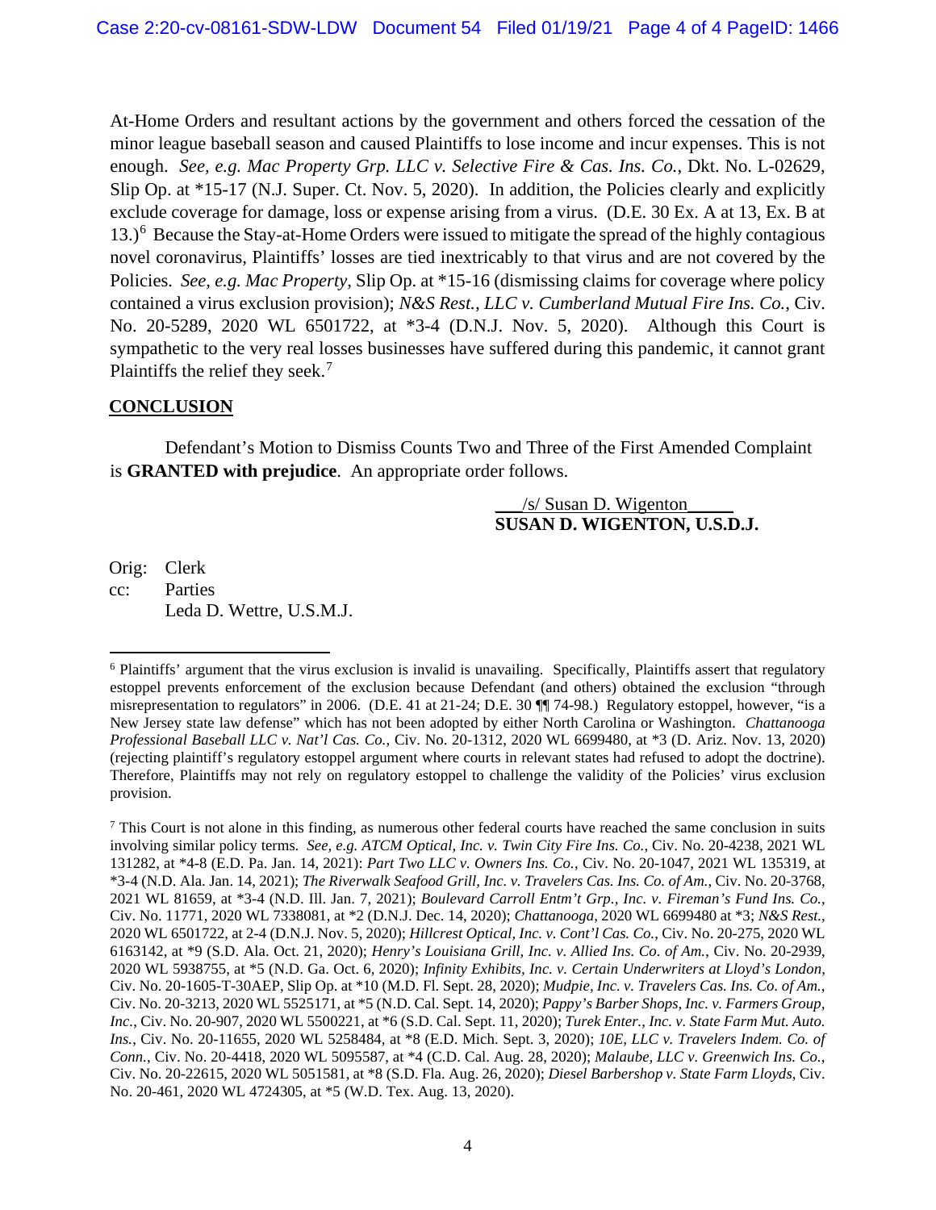At-Home Orders and resultant actions by the government and others forced the cessation of the minor league baseball season and caused Plaintiffs to lose income and incur expenses. This is not enough. *See, e.g. Mac Property Grp. LLC v. Selective Fire & Cas. Ins. Co.*, Dkt. No. L-02629, Slip Op. at *15-17 (N.J. Super. Ct. Nov. 5, 2020). In addition, the Policies clearly and explicitly exclude coverage for damage, loss or expense arising from a virus. (D.E. 30 Ex. A at 13, Ex. B at 13.)[6] Because the Stay-at-Home Orders were issued to mitigate the spread of the highly contagious novel coronavirus, Plaintiffs' losses are tied inextricably to that virus and are not covered by the Policies. *See, e.g. Mac Property*, Slip Op. at *15-16 (dismissing claims for coverage where policy contained a virus exclusion provision); *N&S Rest., LLC v. Cumberland Mutual Fire Ins. Co.*, Civ. No. 20-5289, 2020 WL 6501722, at *3-4 (D.N.J. Nov. 5, 2020). Although this Court is sympathetic to the very real losses businesses have suffered during this pandemic, it cannot grant Plaintiffs the relief they seek.[7]

## CONCLUSION

Defendant's Motion to Dismiss Counts Two and Three of the First Amended Complaint is **GRANTED with prejudice**. An appropriate order follows.

/s/ Susan D. Wigenton
**SUSAN D. WIGENTON, U.S.D.J.**

Orig: Clerk
cc: Parties
Leda D. Wettre, U.S.M.J.

---

[6] Plaintiffs' argument that the virus exclusion is invalid is unavailing. Specifically, Plaintiffs assert that regulatory estoppel prevents enforcement of the exclusion because Defendant (and others) obtained the exclusion "through misrepresentation to regulators" in 2006. (D.E. 41 at 21-24; D.E. 30 ¶¶ 74-98.) Regulatory estoppel, however, "is a New Jersey state law defense" which has not been adopted by either North Carolina or Washington. *Chattanooga Professional Baseball LLC v. Nat'l Cas. Co.*, Civ. No. 20-1312, 2020 WL 6699480, at *3 (D. Ariz. Nov. 13, 2020) (rejecting plaintiff's regulatory estoppel argument where courts in relevant states had refused to adopt the doctrine). Therefore, Plaintiffs may not rely on regulatory estoppel to challenge the validity of the Policies' virus exclusion provision.

[7] This Court is not alone in this finding, as numerous other federal courts have reached the same conclusion in suits involving similar policy terms. *See, e.g. ATCM Optical, Inc. v. Twin City Fire Ins. Co.*, Civ. No. 20-4238, 2021 WL 131282, at *4-8 (E.D. Pa. Jan. 14, 2021): *Part Two LLC v. Owners Ins. Co.*, Civ. No. 20-1047, 2021 WL 135319, at *3-4 (N.D. Ala. Jan. 14, 2021); *The Riverwalk Seafood Grill, Inc. v. Travelers Cas. Ins. Co. of Am.*, Civ. No. 20-3768, 2021 WL 81659, at *3-4 (N.D. Ill. Jan. 7, 2021); *Boulevard Carroll Entm't Grp., Inc. v. Fireman's Fund Ins. Co.*, Civ. No. 11771, 2020 WL 7338081, at *2 (D.N.J. Dec. 14, 2020); *Chattanooga*, 2020 WL 6699480 at *3; *N&S Rest.*, 2020 WL 6501722, at 2-4 (D.N.J. Nov. 5, 2020); *Hillcrest Optical, Inc. v. Cont'l Cas. Co.*, Civ. No. 20-275, 2020 WL 6163142, at *9 (S.D. Ala. Oct. 21, 2020); *Henry's Louisiana Grill, Inc. v. Allied Ins. Co. of Am.*, Civ. No. 20-2939, 2020 WL 5938755, at *5 (N.D. Ga. Oct. 6, 2020); *Infinity Exhibits, Inc. v. Certain Underwriters at Lloyd's London*, Civ. No. 20-1605-T-30AEP, Slip Op. at *10 (M.D. Fl. Sept. 28, 2020); *Mudpie, Inc. v. Travelers Cas. Ins. Co. of Am.*, Civ. No. 20-3213, 2020 WL 5525171, at *5 (N.D. Cal. Sept. 14, 2020); *Pappy's Barber Shops, Inc. v. Farmers Group, Inc.*, Civ. No. 20-907, 2020 WL 5500221, at *6 (S.D. Cal. Sept. 11, 2020); *Turek Enter., Inc. v. State Farm Mut. Auto. Ins.*, Civ. No. 20-11655, 2020 WL 5258484, at *8 (E.D. Mich. Sept. 3, 2020); *10E, LLC v. Travelers Indem. Co. of Conn.*, Civ. No. 20-4418, 2020 WL 5095587, at *4 (C.D. Cal. Aug. 28, 2020); *Malaube, LLC v. Greenwich Ins. Co.*, Civ. No. 20-22615, 2020 WL 5051581, at *8 (S.D. Fla. Aug. 26, 2020); *Diesel Barbershop v. State Farm Lloyds*, Civ. No. 20-461, 2020 WL 4724305, at *5 (W.D. Tex. Aug. 13, 2020).